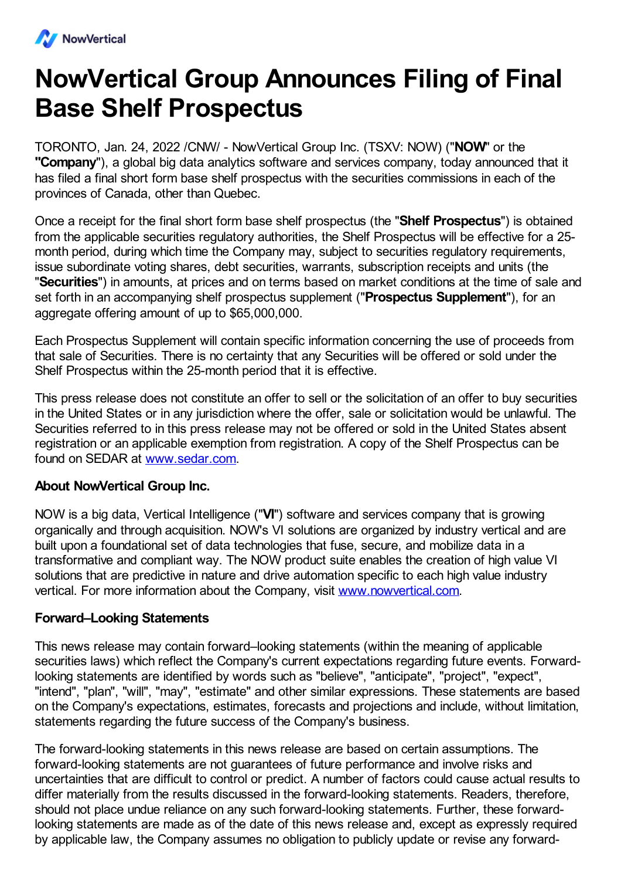# NowVertical Group Announces Filing of Final Base Shelf Prospectus

TORONTO, Jan. 24, 2022 /CNW/ - NowVertical Group Inc. (TSXV: NOW) ("**NOW**" or the "**Company**"), a global big data analytics software and services company, today announced that it has filed a final short form base shelf prospectus with the securities commissions in each of the provinces of Canada, other than Quebec.

Once a receipt for the final short form base shelf prospectus (the "**Shelf Prospectus**") is obtained from the applicable securities regulatory authorities, the Shelf Prospectus will be effective for a 25-month period, during which time the Company may, subject to securities regulatory requirements, issue subordinate voting shares, debt securities, warrants, subscription receipts and units (the "**Securities**") in amounts, at prices and on terms based on market conditions at the time of sale and set forth in an accompanying shelf prospectus supplement ("**Prospectus Supplement**"), for an aggregate offering amount of up to $65,000,000.

Each Prospectus Supplement will contain specific information concerning the use of proceeds from that sale of Securities. There is no certainty that any Securities will be offered or sold under the Shelf Prospectus within the 25-month period that it is effective.

This press release does not constitute an offer to sell or the solicitation of an offer to buy securities in the United States or in any jurisdiction where the offer, sale or solicitation would be unlawful. The Securities referred to in this press release may not be offered or sold in the United States absent registration or an applicable exemption from registration. A copy of the Shelf Prospectus can be found on SEDAR at [www.sedar.com](http://www.sedar.com).

### About NowVertical Group Inc.

NOW is a big data, Vertical Intelligence ("**VI**") software and services company that is growing organically and through acquisition. NOW's VI solutions are organized by industry vertical and are built upon a foundational set of data technologies that fuse, secure, and mobilize data in a transformative and compliant way. The NOW product suite enables the creation of high value VI solutions that are predictive in nature and drive automation specific to each high value industry vertical. For more information about the Company, visit [www.nowvertical.com](http://www.nowvertical.com).

### Forward–Looking Statements

This news release may contain forward–looking statements (within the meaning of applicable securities laws) which reflect the Company's current expectations regarding future events. Forward-looking statements are identified by words such as "believe", "anticipate", "project", "expect", "intend", "plan", "will", "may", "estimate" and other similar expressions. These statements are based on the Company's expectations, estimates, forecasts and projections and include, without limitation, statements regarding the future success of the Company's business.

The forward-looking statements in this news release are based on certain assumptions. The forward-looking statements are not guarantees of future performance and involve risks and uncertainties that are difficult to control or predict. A number of factors could cause actual results to differ materially from the results discussed in the forward-looking statements. Readers, therefore, should not place undue reliance on any such forward-looking statements. Further, these forward-looking statements are made as of the date of this news release and, except as expressly required by applicable law, the Company assumes no obligation to publicly update or revise any forward-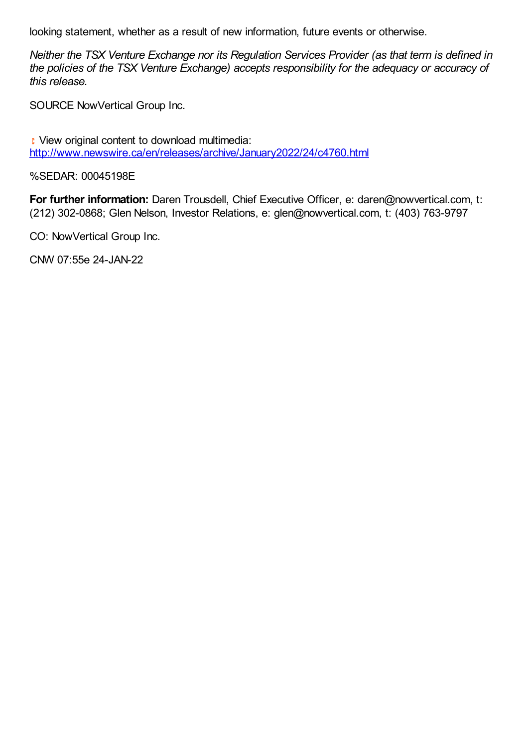looking statement, whether as a result of new information, future events or otherwise.

*Neither the TSX Venture Exchange nor its Regulation Services Provider (as that term is defined in the policies of the TSX Venture Exchange) accepts responsibility for the adequacy or accuracy of this release.*

SOURCE NowVertical Group Inc.

View original content to download multimedia:
http://www.newswire.ca/en/releases/archive/January2022/24/c4760.html

%SEDAR: 00045198E

**For further information:** Daren Trousdell, Chief Executive Officer, e: daren@nowvertical.com, t: (212) 302-0868; Glen Nelson, Investor Relations, e: glen@nowvertical.com, t: (403) 763-9797

CO: NowVertical Group Inc.

CNW 07:55e 24-JAN-22